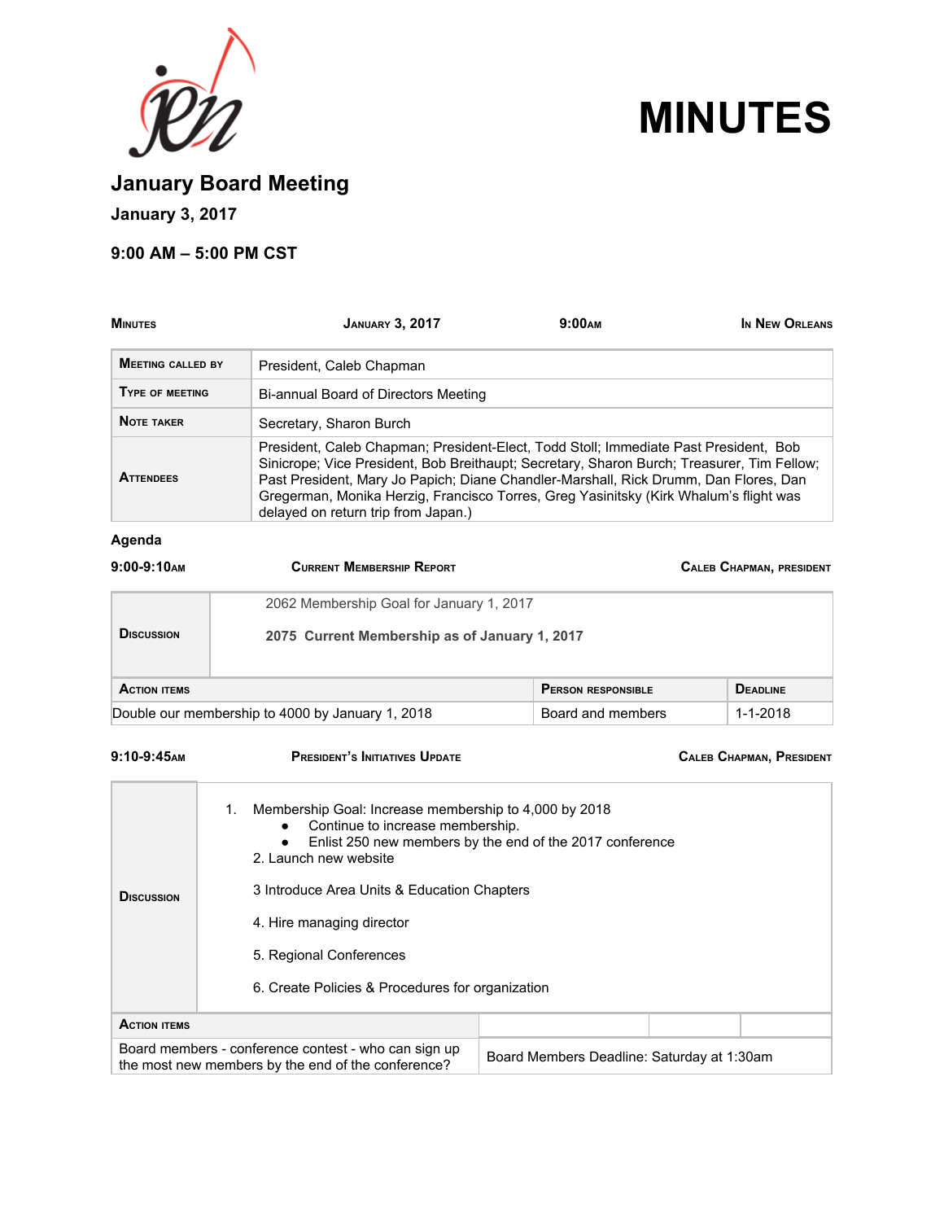# MINUTES

## January Board Meeting

**January 3, 2017**

**9:00 AM – 5:00 PM CST**

| MINUTES | JANUARY 3, 2017 | 9:00AM | IN NEW ORLEANS |
|---|---|---|---|

| | |
|---|---|
| **MEETING CALLED BY** | President, Caleb Chapman |
| **TYPE OF MEETING** | Bi-annual Board of Directors Meeting |
| **NOTE TAKER** | Secretary, Sharon Burch |
| **ATTENDEES** | President, Caleb Chapman; President-Elect, Todd Stoll; Immediate Past President, Bob Sinicrope; Vice President, Bob Breithaupt; Secretary, Sharon Burch; Treasurer, Tim Fellow; Past President, Mary Jo Papich; Diane Chandler-Marshall, Rick Drumm, Dan Flores, Dan Gregerman, Monika Herzig, Francisco Torres, Greg Yasinitsky (Kirk Whalum's flight was delayed on return trip from Japan.) |

### Agenda

**9:00-9:10AM** — **CURRENT MEMBERSHIP REPORT** — **CALEB CHAPMAN, PRESIDENT**

| | |
|---|---|
| **DISCUSSION** | 2062 Membership Goal for January 1, 2017<br><br>**2075 Current Membership as of January 1, 2017** |

| ACTION ITEMS | PERSON RESPONSIBLE | DEADLINE |
|---|---|---|
| Double our membership to 4000 by January 1, 2018 | Board and members | 1-1-2018 |

**9:10-9:45AM** — **PRESIDENT'S INITIATIVES UPDATE** — **CALEB CHAPMAN, PRESIDENT**

**DISCUSSION**

1. Membership Goal: Increase membership to 4,000 by 2018
   - Continue to increase membership.
   - Enlist 250 new members by the end of the 2017 conference
2. Launch new website

3 Introduce Area Units & Education Chapters

4. Hire managing director

5. Regional Conferences

6. Create Policies & Procedures for organization

| ACTION ITEMS | | | |
|---|---|---|---|
| Board members - conference contest - who can sign up the most new members by the end of the conference? | Board Members Deadline: Saturday at 1:30am | | |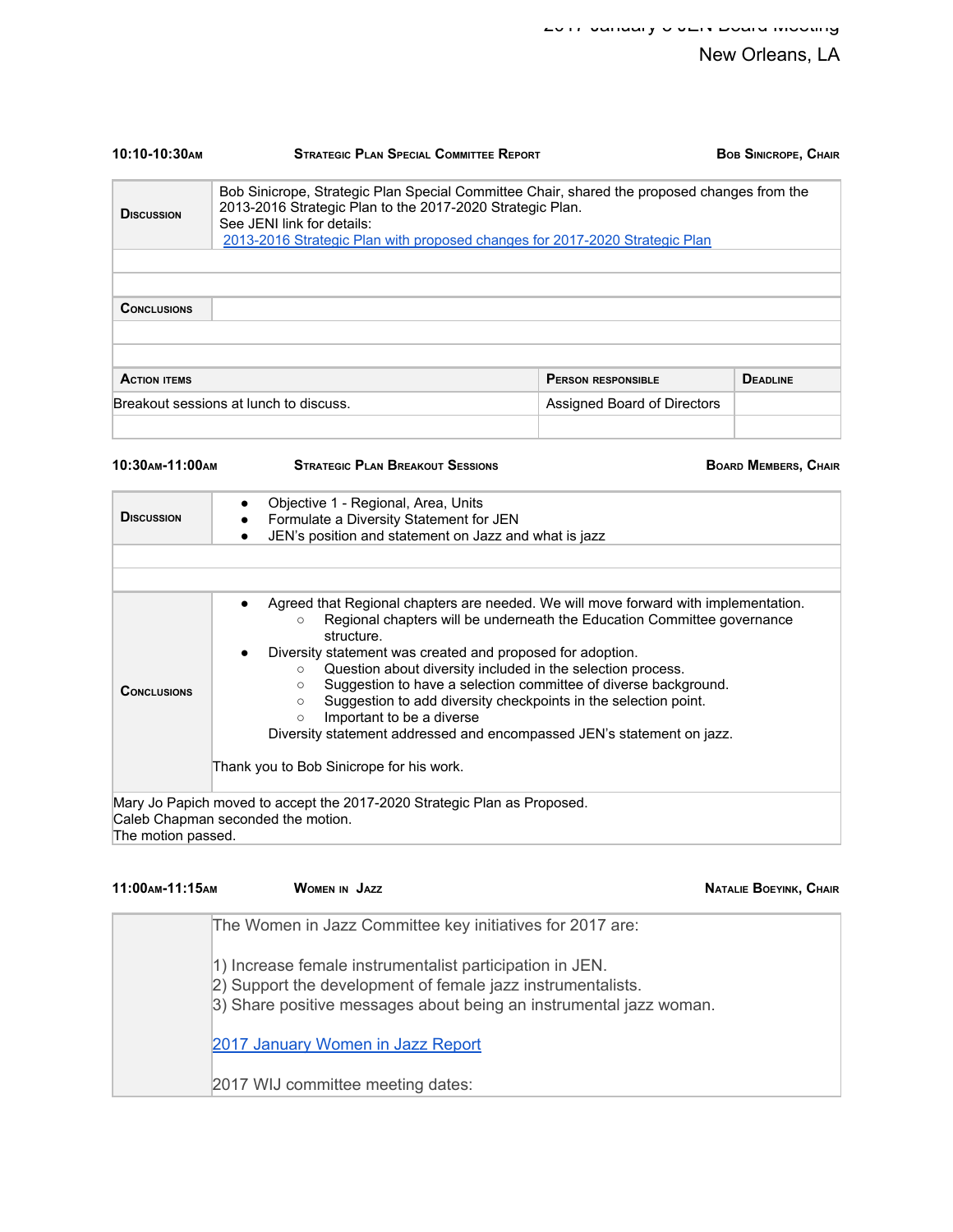### 10:10-10:30AM — Strategic Plan Special Committee Report — Bob Sinicrope, Chair

| | |
|---|---|
| **Discussion** | Bob Sinicrope, Strategic Plan Special Committee Chair, shared the proposed changes from the 2013-2016 Strategic Plan to the 2017-2020 Strategic Plan.<br>See JENI link for details:<br>[2013-2016 Strategic Plan with proposed changes for 2017-2020 Strategic Plan]() |
| **Conclusions** | |

| Action items | Person responsible | Deadline |
|---|---|---|
| Breakout sessions at lunch to discuss. | Assigned Board of Directors | |

### 10:30AM-11:00AM — Strategic Plan Breakout Sessions — Board Members, Chair

**Discussion**

- Objective 1 - Regional, Area, Units
- Formulate a Diversity Statement for JEN
- JEN's position and statement on Jazz and what is jazz

**Conclusions**

- Agreed that Regional chapters are needed. We will move forward with implementation.
  - Regional chapters will be underneath the Education Committee governance structure.
- Diversity statement was created and proposed for adoption.
  - Question about diversity included in the selection process.
  - Suggestion to have a selection committee of diverse background.
  - Suggestion to add diversity checkpoints in the selection point.
  - Important to be a diverse

  Diversity statement addressed and encompassed JEN's statement on jazz.

Thank you to Bob Sinicrope for his work.

Mary Jo Papich moved to accept the 2017-2020 Strategic Plan as Proposed.
Caleb Chapman seconded the motion.
The motion passed.

### 11:00AM-11:15AM — Women in Jazz — Natalie Boeyink, Chair

The Women in Jazz Committee key initiatives for 2017 are:

1) Increase female instrumentalist participation in JEN.
2) Support the development of female jazz instrumentalists.
3) Share positive messages about being an instrumental jazz woman.

[2017 January Women in Jazz Report]()

2017 WIJ committee meeting dates: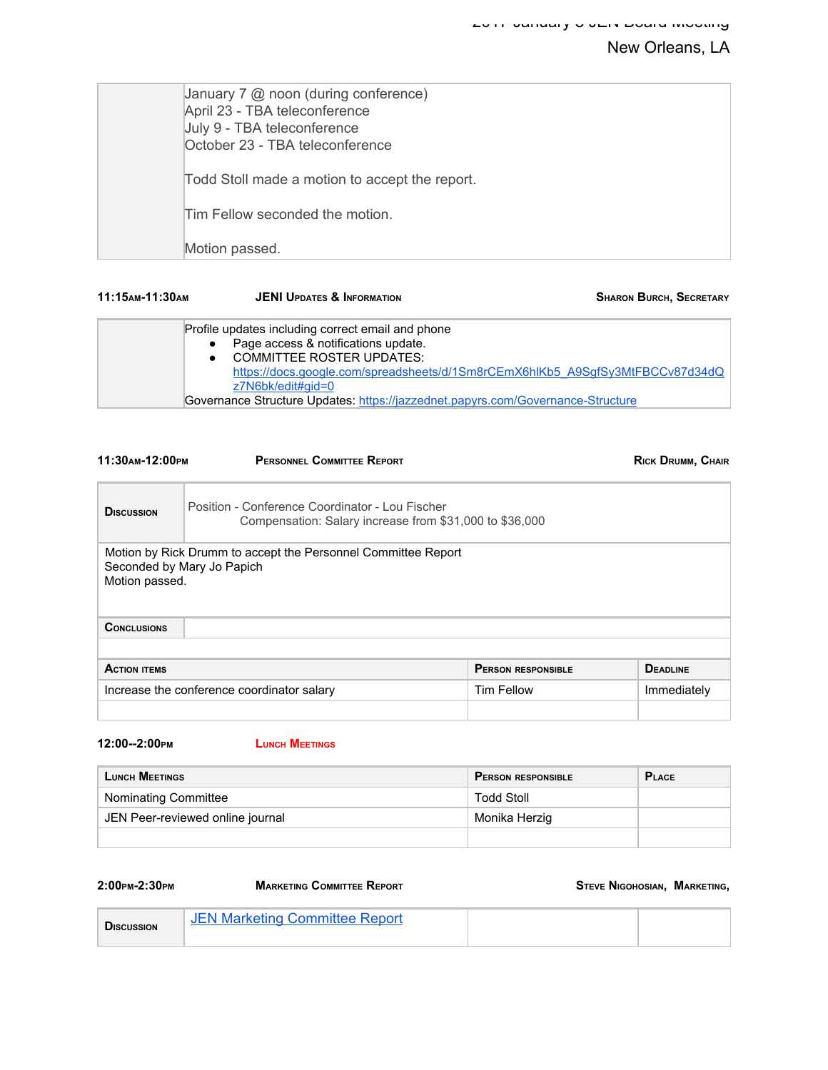| | January 7 @ noon (during conference)<br>April 23 - TBA teleconference<br>July 9 - TBA teleconference<br>October 23 - TBA teleconference<br><br>Todd Stoll made a motion to accept the report.<br><br>Tim Fellow seconded the motion.<br><br>Motion passed. |
|---|---|

**11:15AM-11:30AM** **JENI UPDATES & INFORMATION** **SHARON BURCH, SECRETARY**

| | Profile updates including correct email and phone<br>● Page access & notifications update.<br>● COMMITTEE ROSTER UPDATES: https://docs.google.com/spreadsheets/d/1Sm8rCEmX6hlKb5_A9SgfSy3MtFBCCv87d34dQz7N6bk/edit#gid=0<br>Governance Structure Updates: https://jazzednet.papyrs.com/Governance-Structure |
|---|---|

**11:30AM-12:00PM** **PERSONNEL COMMITTEE REPORT** **RICK DRUMM, CHAIR**

| **DISCUSSION** | Position - Conference Coordinator - Lou Fischer<br>Compensation: Salary increase from $31,000 to $36,000 | |
|---|---|---|
| Motion by Rick Drumm to accept the Personnel Committee Report<br>Seconded by Mary Jo Papich<br>Motion passed. | | |
| **CONCLUSIONS** | | |
| | | |
| **ACTION ITEMS** | **PERSON RESPONSIBLE** | **DEADLINE** |
| Increase the conference coordinator salary | Tim Fellow | Immediately |
| | | |

**12:00--2:00PM** **LUNCH MEETINGS**

| **LUNCH MEETINGS** | **PERSON RESPONSIBLE** | **PLACE** |
|---|---|---|
| Nominating Committee | Todd Stoll | |
| JEN Peer-reviewed online journal | Monika Herzig | |
| | | |

**2:00PM-2:30PM** **MARKETING COMMITTEE REPORT** **STEVE NIGOHOSIAN, MARKETING,**

| **DISCUSSION** | JEN Marketing Committee Report | | |
|---|---|---|---|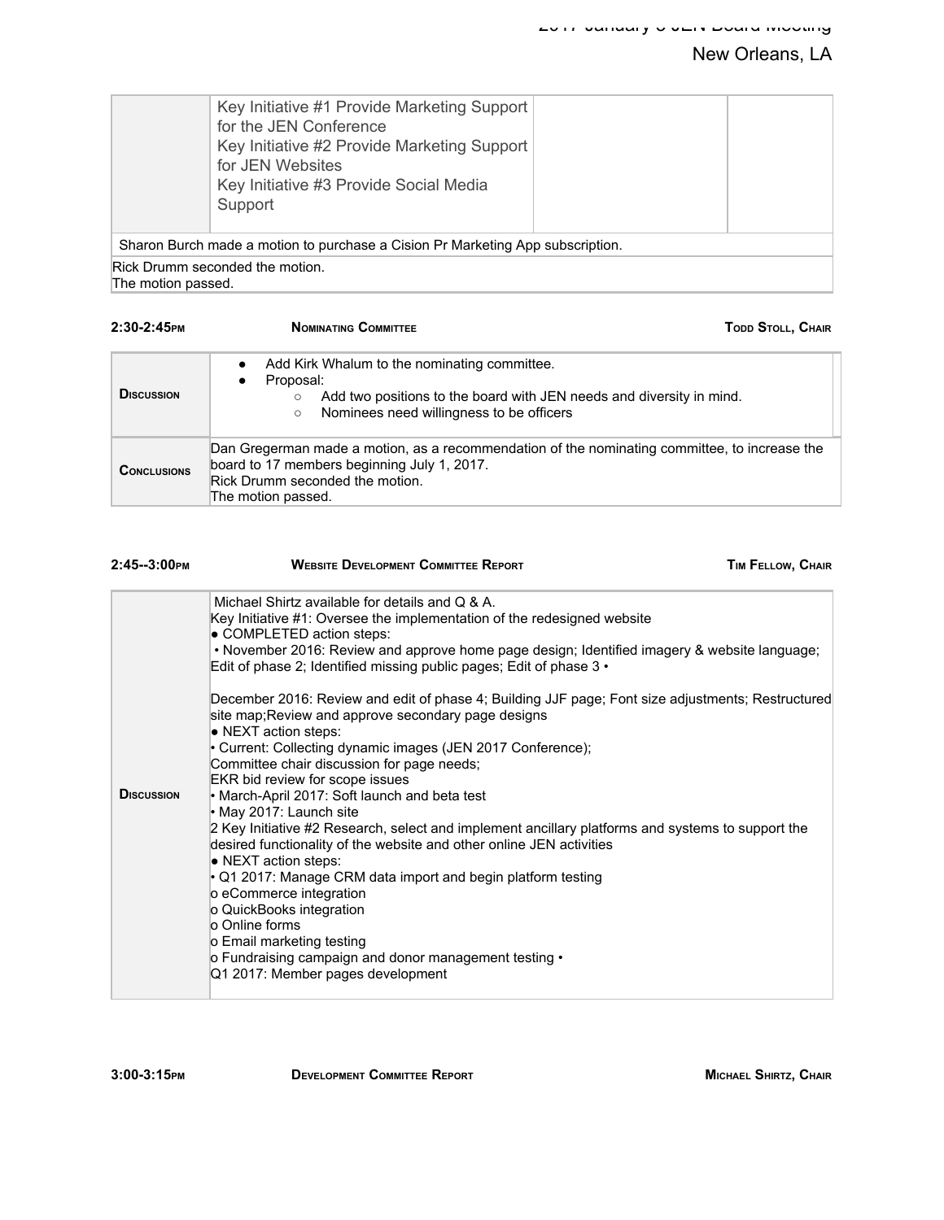| | Key Initiative #1 Provide Marketing Support for the JEN Conference<br>Key Initiative #2 Provide Marketing Support for JEN Websites<br>Key Initiative #3 Provide Social Media Support | | |
|---|---|---|---|

Sharon Burch made a motion to purchase a Cision Pr Marketing App subscription.

Rick Drumm seconded the motion.
The motion passed.

**2:30-2:45PM** | **NOMINATING COMMITTEE** | **TODD STOLL, CHAIR**

| | |
|---|---|
| **DISCUSSION** | • Add Kirk Whalum to the nominating committee.<br>• Proposal:<br>  ○ Add two positions to the board with JEN needs and diversity in mind.<br>  ○ Nominees need willingness to be officers |
| **CONCLUSIONS** | Dan Gregerman made a motion, as a recommendation of the nominating committee, to increase the board to 17 members beginning July 1, 2017.<br>Rick Drumm seconded the motion.<br>The motion passed. |

**2:45--3:00PM** | **WEBSITE DEVELOPMENT COMMITTEE REPORT** | **TIM FELLOW, CHAIR**

| | |
|---|---|
| **DISCUSSION** | Michael Shirtz available for details and Q & A.<br>Key Initiative #1: Oversee the implementation of the redesigned website<br>● COMPLETED action steps:<br>• November 2016: Review and approve home page design; Identified imagery & website language; Edit of phase 2; Identified missing public pages; Edit of phase 3 •<br><br>December 2016: Review and edit of phase 4; Building JJF page; Font size adjustments; Restructured site map;Review and approve secondary page designs<br>● NEXT action steps:<br>• Current: Collecting dynamic images (JEN 2017 Conference);<br>Committee chair discussion for page needs;<br>EKR bid review for scope issues<br>• March-April 2017: Soft launch and beta test<br>• May 2017: Launch site<br>2 Key Initiative #2 Research, select and implement ancillary platforms and systems to support the desired functionality of the website and other online JEN activities<br>● NEXT action steps:<br>• Q1 2017: Manage CRM data import and begin platform testing<br>o eCommerce integration<br>o QuickBooks integration<br>o Online forms<br>o Email marketing testing<br>o Fundraising campaign and donor management testing •<br>Q1 2017: Member pages development |

**3:00-3:15PM** | **DEVELOPMENT COMMITTEE REPORT** | **MICHAEL SHIRTZ, CHAIR**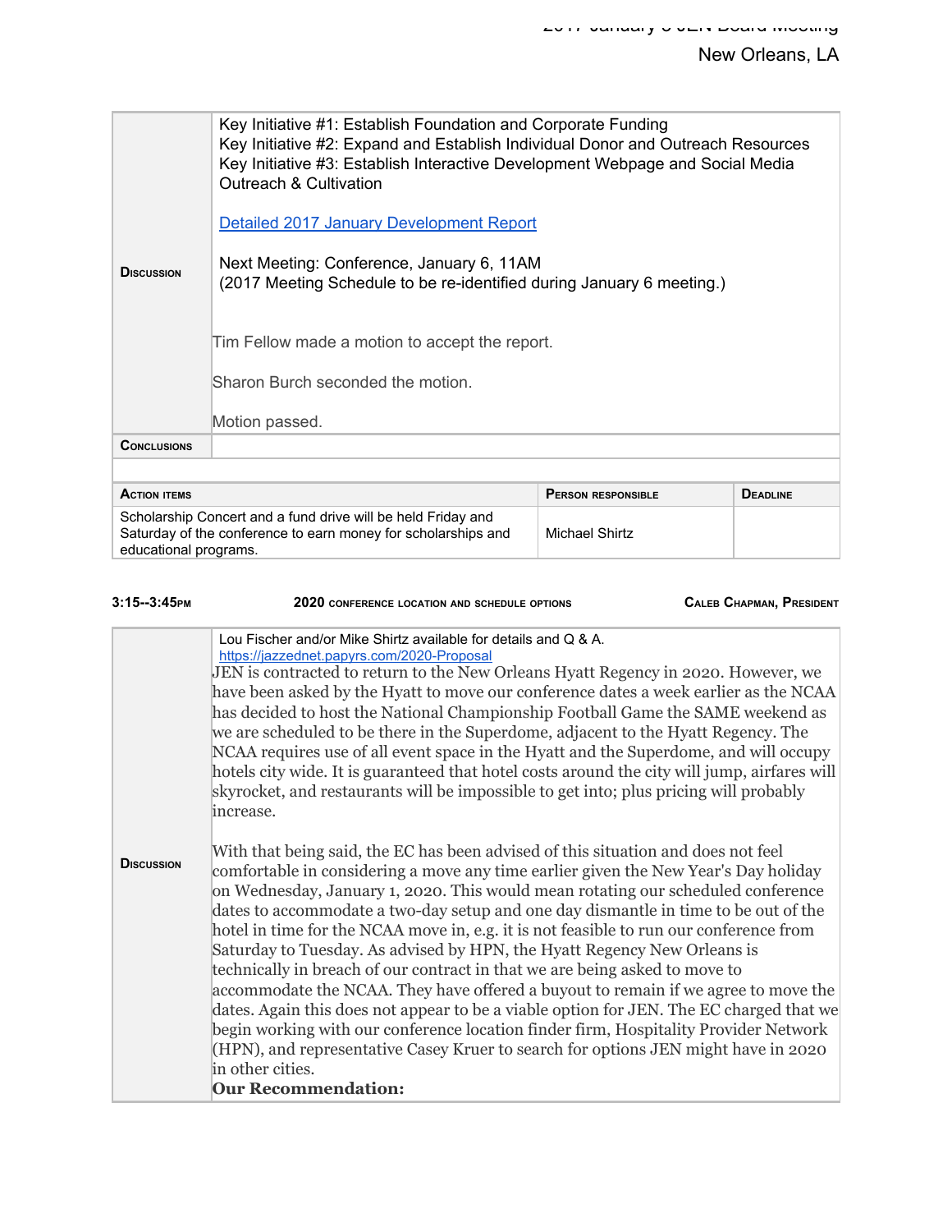| | |
|---|---|
| **Discussion** | Key Initiative #1: Establish Foundation and Corporate Funding<br>Key Initiative #2: Expand and Establish Individual Donor and Outreach Resources<br>Key Initiative #3: Establish Interactive Development Webpage and Social Media Outreach & Cultivation<br><br>[Detailed 2017 January Development Report]<br><br>Next Meeting: Conference, January 6, 11AM<br>(2017 Meeting Schedule to be re-identified during January 6 meeting.)<br><br>Tim Fellow made a motion to accept the report.<br><br>Sharon Burch seconded the motion.<br><br>Motion passed. |
| **Conclusions** | |

| **Action items** | **Person responsible** | **Deadline** |
|---|---|---|
| Scholarship Concert and a fund drive will be held Friday and Saturday of the conference to earn money for scholarships and educational programs. | Michael Shirtz | |

**3:15--3:45pm** | **2020 conference location and schedule options** | **Caleb Chapman, President**

| | |
|---|---|
| **Discussion** | Lou Fischer and/or Mike Shirtz available for details and Q & A.<br>https://jazzednet.papyrs.com/2020-Proposal<br>JEN is contracted to return to the New Orleans Hyatt Regency in 2020. However, we have been asked by the Hyatt to move our conference dates a week earlier as the NCAA has decided to host the National Championship Football Game the SAME weekend as we are scheduled to be there in the Superdome, adjacent to the Hyatt Regency. The NCAA requires use of all event space in the Hyatt and the Superdome, and will occupy hotels city wide. It is guaranteed that hotel costs around the city will jump, airfares will skyrocket, and restaurants will be impossible to get into; plus pricing will probably increase.<br><br>With that being said, the EC has been advised of this situation and does not feel comfortable in considering a move any time earlier given the New Year's Day holiday on Wednesday, January 1, 2020. This would mean rotating our scheduled conference dates to accommodate a two-day setup and one day dismantle in time to be out of the hotel in time for the NCAA move in, e.g. it is not feasible to run our conference from Saturday to Tuesday. As advised by HPN, the Hyatt Regency New Orleans is technically in breach of our contract in that we are being asked to move to accommodate the NCAA. They have offered a buyout to remain if we agree to move the dates. Again this does not appear to be a viable option for JEN. The EC charged that we begin working with our conference location finder firm, Hospitality Provider Network (HPN), and representative Casey Kruer to search for options JEN might have in 2020 in other cities.<br>**Our Recommendation:** |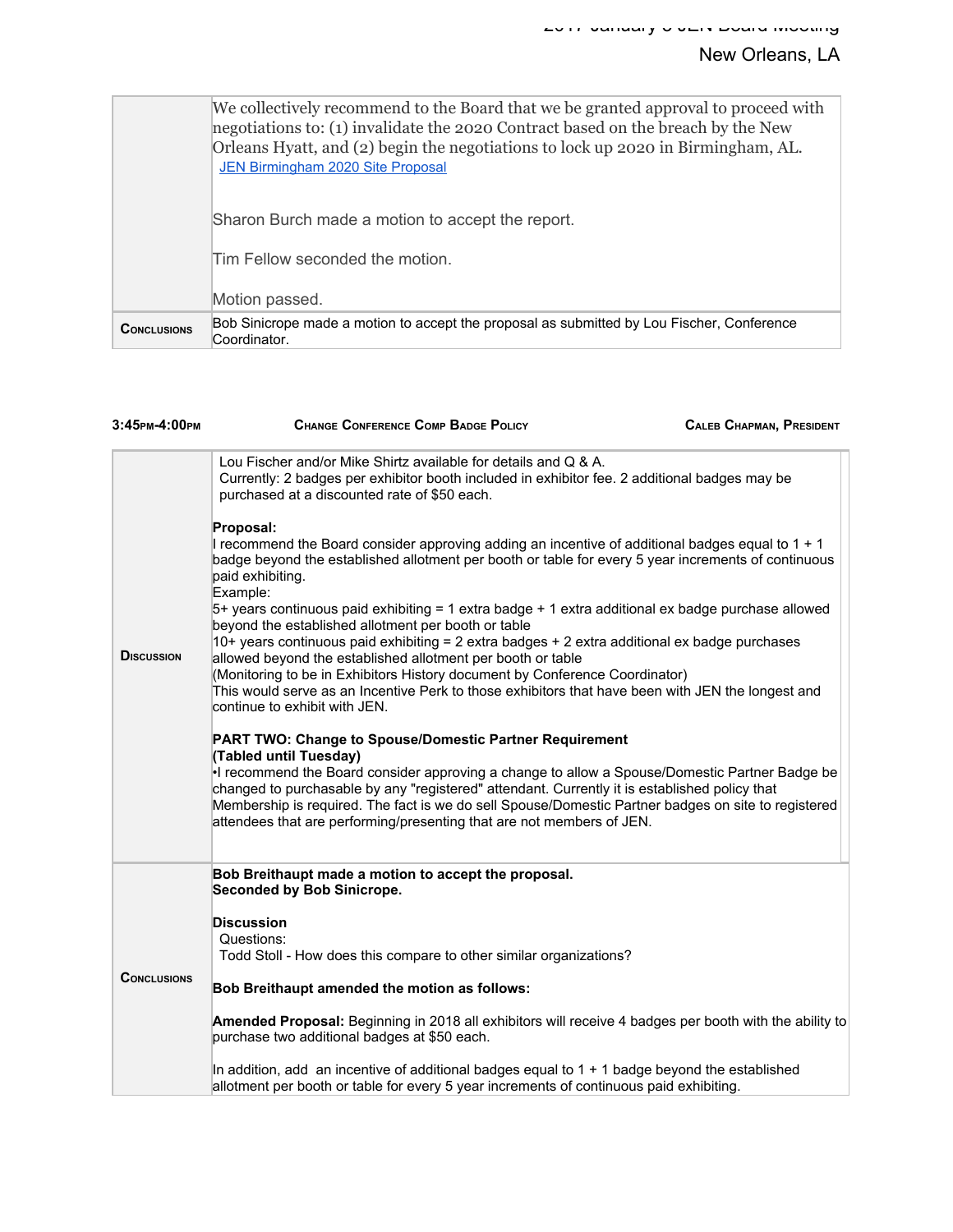| | |
|---|---|
| | We collectively recommend to the Board that we be granted approval to proceed with negotiations to: (1) invalidate the 2020 Contract based on the breach by the New Orleans Hyatt, and (2) begin the negotiations to lock up 2020 in Birmingham, AL. [JEN Birmingham 2020 Site Proposal]<br><br>Sharon Burch made a motion to accept the report.<br><br>Tim Fellow seconded the motion.<br><br>Motion passed. |
| **Conclusions** | Bob Sinicrope made a motion to accept the proposal as submitted by Lou Fischer, Conference Coordinator. |

**3:45pm-4:00pm** **Change Conference Comp Badge Policy** **Caleb Chapman, President**

| | |
|---|---|
| **Discussion** | Lou Fischer and/or Mike Shirtz available for details and Q & A.<br>Currently: 2 badges per exhibitor booth included in exhibitor fee. 2 additional badges may be purchased at a discounted rate of $50 each.<br><br>**Proposal:**<br>I recommend the Board consider approving adding an incentive of additional badges equal to 1 + 1 badge beyond the established allotment per booth or table for every 5 year increments of continuous paid exhibiting.<br>Example:<br>5+ years continuous paid exhibiting = 1 extra badge + 1 extra additional ex badge purchase allowed beyond the established allotment per booth or table<br>10+ years continuous paid exhibiting = 2 extra badges + 2 extra additional ex badge purchases allowed beyond the established allotment per booth or table<br>(Monitoring to be in Exhibitors History document by Conference Coordinator)<br>This would serve as an Incentive Perk to those exhibitors that have been with JEN the longest and continue to exhibit with JEN.<br><br>**PART TWO: Change to Spouse/Domestic Partner Requirement**<br>**(Tabled until Tuesday)**<br>•I recommend the Board consider approving a change to allow a Spouse/Domestic Partner Badge be changed to purchasable by any "registered" attendant. Currently it is established policy that Membership is required. The fact is we do sell Spouse/Domestic Partner badges on site to registered attendees that are performing/presenting that are not members of JEN. |
| **Conclusions** | **Bob Breithaupt made a motion to accept the proposal.**<br>**Seconded by Bob Sinicrope.**<br><br>**Discussion**<br>Questions:<br>Todd Stoll - How does this compare to other similar organizations?<br><br>**Bob Breithaupt amended the motion as follows:**<br><br>**Amended Proposal:** Beginning in 2018 all exhibitors will receive 4 badges per booth with the ability to purchase two additional badges at $50 each.<br><br>In addition, add an incentive of additional badges equal to 1 + 1 badge beyond the established allotment per booth or table for every 5 year increments of continuous paid exhibiting. |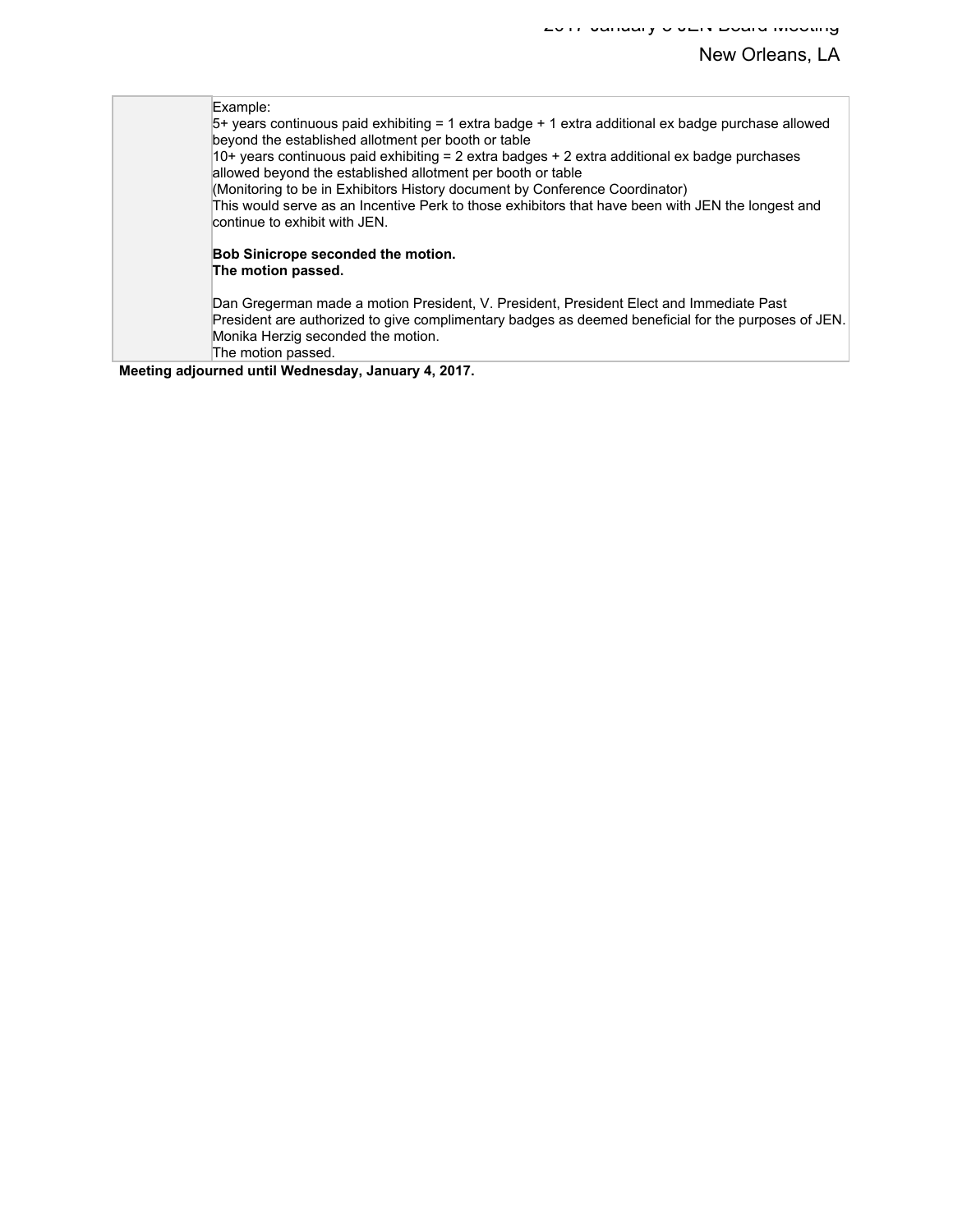| | |
|---|---|
| | Example:<br>5+ years continuous paid exhibiting = 1 extra badge + 1 extra additional ex badge purchase allowed beyond the established allotment per booth or table<br>10+ years continuous paid exhibiting = 2 extra badges + 2 extra additional ex badge purchases allowed beyond the established allotment per booth or table<br>(Monitoring to be in Exhibitors History document by Conference Coordinator)<br>This would serve as an Incentive Perk to those exhibitors that have been with JEN the longest and continue to exhibit with JEN.<br><br>**Bob Sinicrope seconded the motion.**<br>**The motion passed.**<br><br>Dan Gregerman made a motion President, V. President, President Elect and Immediate Past President are authorized to give complimentary badges as deemed beneficial for the purposes of JEN.<br>Monika Herzig seconded the motion.<br>The motion passed. |

**Meeting adjourned until Wednesday, January 4, 2017.**